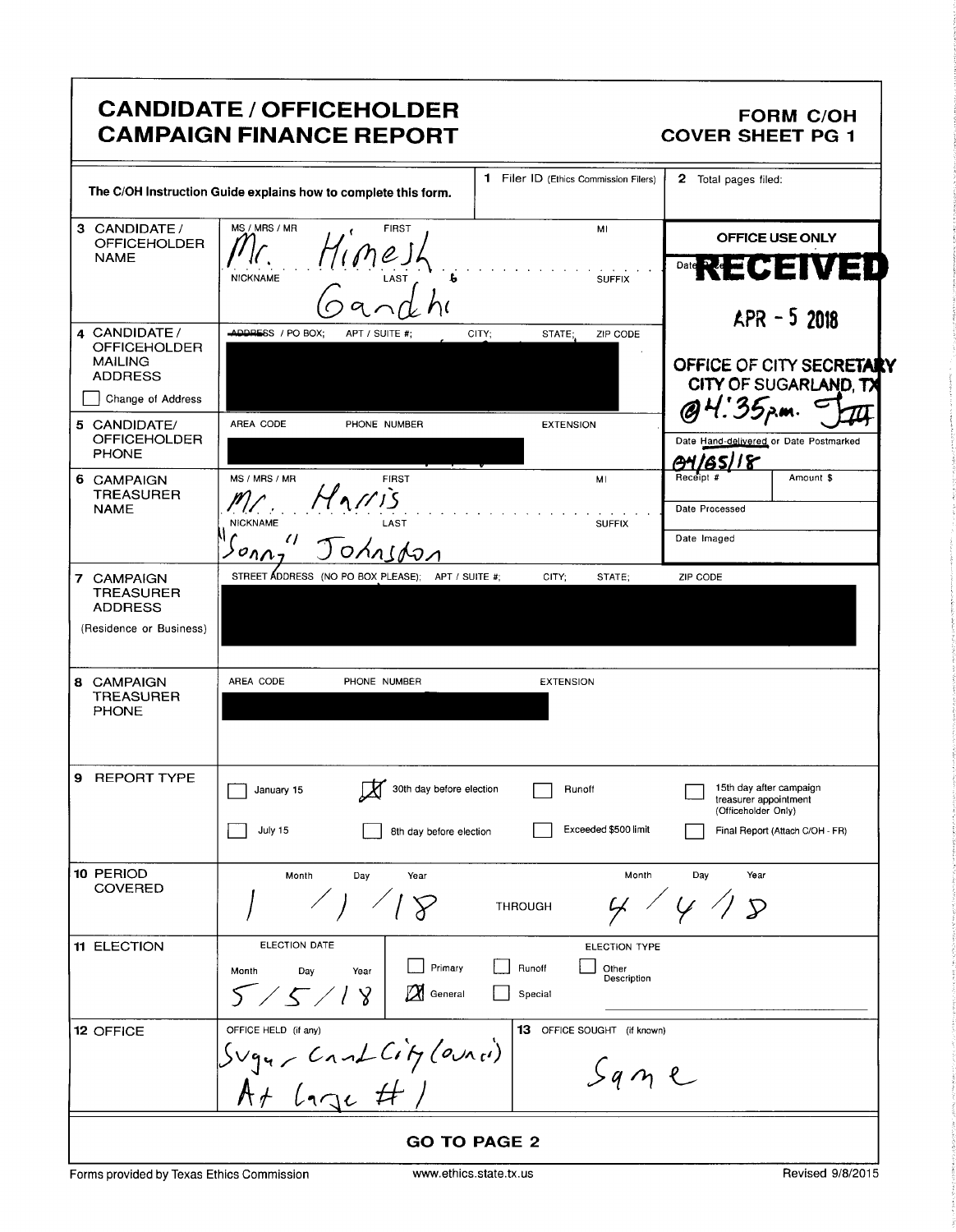# CANDIDATE / OFFICEHOLDER CAMPAIGN FINANCE REPORT

**FORM C/OH**
**COVER SHEET PG 1**

The C/OH Instruction Guide explains how to complete this form.

| | | | |
|---|---|---|---|
| **1** Filer ID (Ethics Commission Filers) | | **2** Total pages filed: | |
| **3** CANDIDATE / OFFICEHOLDER NAME | MS / MRS / MR: Mr. FIRST: Himesh MI: NICKNAME: LAST: Gandhi SUFFIX: | **OFFICE USE ONLY** | Date Received: RECEIVED APR - 5 2018 OFFICE OF CITY SECRETARY CITY OF SUGARLAND, TX @ 4:35 p.m. |
| **4** CANDIDATE / OFFICEHOLDER MAILING ADDRESS ☐ Change of Address | ADDRESS / PO BOX; APT / SUITE #; CITY; STATE; ZIP CODE [redacted] | | |
| **5** CANDIDATE/ OFFICEHOLDER PHONE | AREA CODE PHONE NUMBER EXTENSION [redacted] | Date Hand-delivered or Date Postmarked: 04/05/18 | |
| **6** CAMPAIGN TREASURER NAME | MS / MRS / MR: Mr. FIRST: Harris MI: NICKNAME: "Sonny" LAST: Johnston SUFFIX: | Receipt # | Amount $ |
| | | Date Processed | |
| | | Date Imaged | |
| **7** CAMPAIGN TREASURER ADDRESS (Residence or Business) | STREET ADDRESS (NO PO BOX PLEASE); APT / SUITE #; CITY; STATE; ZIP CODE [redacted] | | |
| **8** CAMPAIGN TREASURER PHONE | AREA CODE PHONE NUMBER EXTENSION [redacted] | | |

**9 REPORT TYPE**

- ☐ January 15
- ☒ 30th day before election
- ☐ Runoff
- ☐ 15th day after campaign treasurer appointment (Officeholder Only)
- ☐ July 15
- ☐ 8th day before election
- ☐ Exceeded $500 limit
- ☐ Final Report (Attach C/OH - FR)

**10 PERIOD COVERED**

| Month | Day | Year | | Month | Day | Year |
|---|---|---|---|---|---|---|
| 1 | 1 | 18 | THROUGH | 4 | 4 | 18 |

**11 ELECTION**

ELECTION DATE: Month 5 / Day 5 / Year 18

ELECTION TYPE:
- ☐ Primary
- ☒ General
- ☐ Runoff
- ☐ Special
- ☐ Other Description

**12 OFFICE**

OFFICE HELD (if any): Sugar Land City Council At Large #1

**13** OFFICE SOUGHT (if known): Same

**GO TO PAGE 2**

Forms provided by Texas Ethics Commission www.ethics.state.tx.us Revised 9/8/2015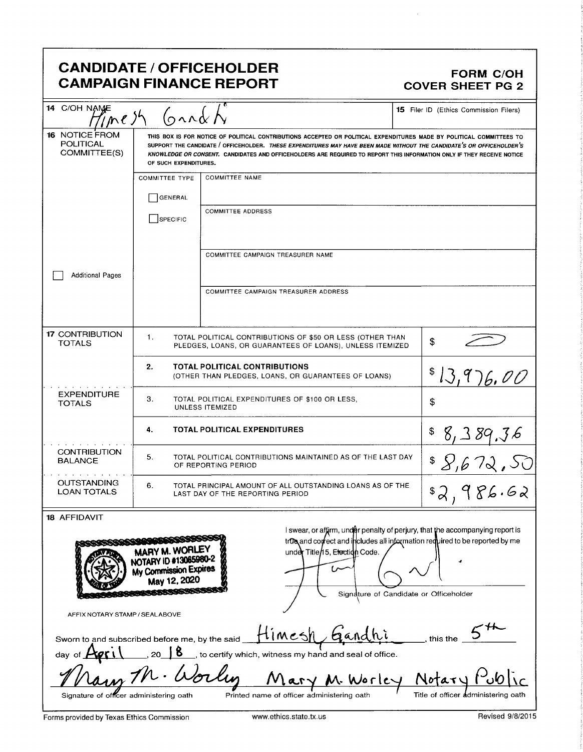# CANDIDATE / OFFICEHOLDER CAMPAIGN FINANCE REPORT

**FORM C/OH**
**COVER SHEET PG 2**

| | | |
|---|---|---|
| **14** C/OH NAME | Himesh Gandhi | **15** Filer ID (Ethics Commission Filers) |

**16** NOTICE FROM POLITICAL COMMITTEE(S)

THIS BOX IS FOR NOTICE OF POLITICAL CONTRIBUTIONS ACCEPTED OR POLITICAL EXPENDITURES MADE BY POLITICAL COMMITTEES TO SUPPORT THE CANDIDATE / OFFICEHOLDER. *THESE EXPENDITURES MAY HAVE BEEN MADE WITHOUT THE CANDIDATE'S OR OFFICEHOLDER'S KNOWLEDGE OR CONSENT.* CANDIDATES AND OFFICEHOLDERS ARE REQUIRED TO REPORT THIS INFORMATION ONLY IF THEY RECEIVE NOTICE OF SUCH EXPENDITURES.

| COMMITTEE TYPE | COMMITTEE NAME |
|---|---|
| ☐ GENERAL<br>☐ SPECIFIC | |
| | COMMITTEE ADDRESS |
| | COMMITTEE CAMPAIGN TREASURER NAME |
| | COMMITTEE CAMPAIGN TREASURER ADDRESS |

☐ Additional Pages

| | | | |
|---|---|---|---|
| **17** CONTRIBUTION TOTALS | 1. | TOTAL POLITICAL CONTRIBUTIONS OF $50 OR LESS (OTHER THAN PLEDGES, LOANS, OR GUARANTEES OF LOANS), UNLESS ITEMIZED | $ — |
| | 2. | **TOTAL POLITICAL CONTRIBUTIONS** (OTHER THAN PLEDGES, LOANS, OR GUARANTEES OF LOANS) | $ 13,976.00 |
| EXPENDITURE TOTALS | 3. | TOTAL POLITICAL EXPENDITURES OF $100 OR LESS, UNLESS ITEMIZED | $ |
| | 4. | **TOTAL POLITICAL EXPENDITURES** | $ 8,389.36 |
| CONTRIBUTION BALANCE | 5. | TOTAL POLITICAL CONTRIBUTIONS MAINTAINED AS OF THE LAST DAY OF REPORTING PERIOD | $ 8,672.50 |
| OUTSTANDING LOAN TOTALS | 6. | TOTAL PRINCIPAL AMOUNT OF ALL OUTSTANDING LOANS AS OF THE LAST DAY OF THE REPORTING PERIOD | $ 2,986.62 |

**18** AFFIDAVIT

MARY M. WORLEY
NOTARY ID #13065980-2
My Commission Expires
May 12, 2020

AFFIX NOTARY STAMP / SEAL ABOVE

I swear, or affirm, under penalty of perjury, that the accompanying report is true and correct and includes all information required to be reported by me under Title 15, Election Code.

[Signature]

Signature of Candidate or Officeholder

Sworn to and subscribed before me, by the said Himesh Gandhi, this the 5th day of April, 20 18, to certify which, witness my hand and seal of office.

| Mary M. Worley | Mary M. Worley | Notary Public |
|---|---|---|
| Signature of officer administering oath | Printed name of officer administering oath | Title of officer administering oath |

Forms provided by Texas Ethics Commission www.ethics.state.tx.us Revised 9/8/2015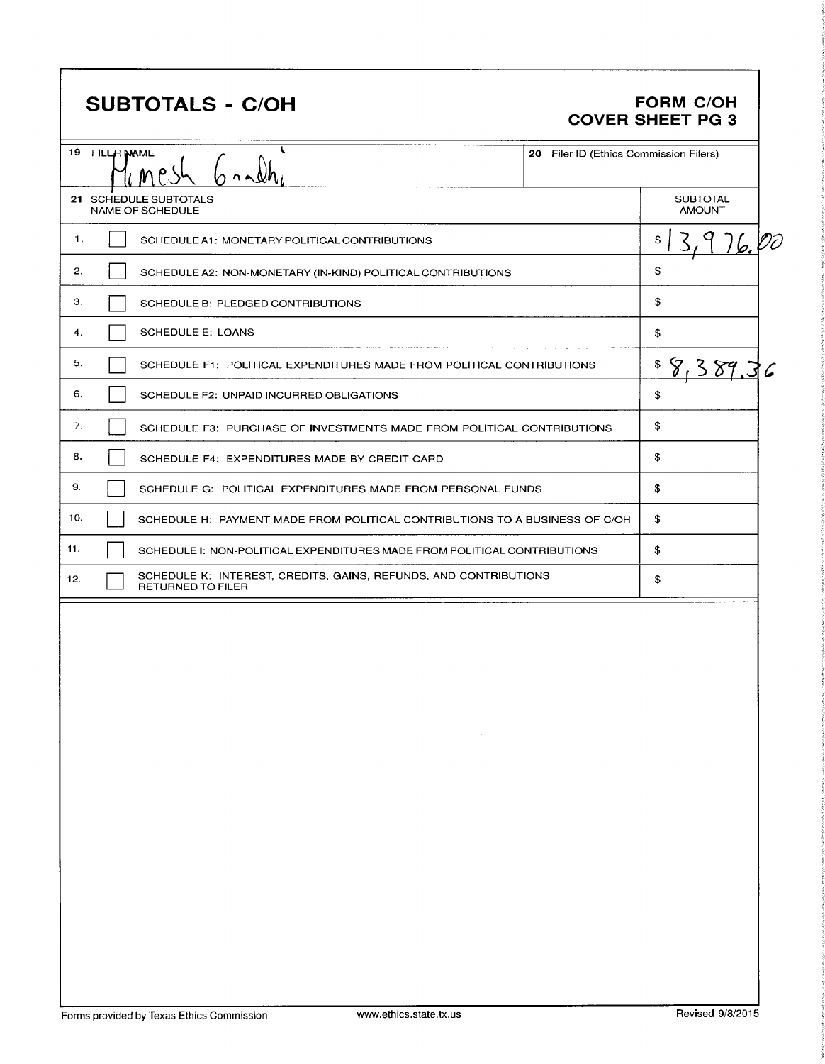# SUBTOTALS - C/OH

**FORM C/OH**
**COVER SHEET PG 3**

| 19 FILER NAME | 20 Filer ID (Ethics Commission Filers) |
|---|---|
| Minesh Gandhi | |

| 21 SCHEDULE SUBTOTALS NAME OF SCHEDULE | | SUBTOTAL AMOUNT |
|---|---|---|
| 1. | ☐ SCHEDULE A1: MONETARY POLITICAL CONTRIBUTIONS | $ 13,976.00 |
| 2. | ☐ SCHEDULE A2: NON-MONETARY (IN-KIND) POLITICAL CONTRIBUTIONS | $ |
| 3. | ☐ SCHEDULE B: PLEDGED CONTRIBUTIONS | $ |
| 4. | ☐ SCHEDULE E: LOANS | $ |
| 5. | ☐ SCHEDULE F1: POLITICAL EXPENDITURES MADE FROM POLITICAL CONTRIBUTIONS | $ 8,389.36 |
| 6. | ☐ SCHEDULE F2: UNPAID INCURRED OBLIGATIONS | $ |
| 7. | ☐ SCHEDULE F3: PURCHASE OF INVESTMENTS MADE FROM POLITICAL CONTRIBUTIONS | $ |
| 8. | ☐ SCHEDULE F4: EXPENDITURES MADE BY CREDIT CARD | $ |
| 9. | ☐ SCHEDULE G: POLITICAL EXPENDITURES MADE FROM PERSONAL FUNDS | $ |
| 10. | ☐ SCHEDULE H: PAYMENT MADE FROM POLITICAL CONTRIBUTIONS TO A BUSINESS OF C/OH | $ |
| 11. | ☐ SCHEDULE I: NON-POLITICAL EXPENDITURES MADE FROM POLITICAL CONTRIBUTIONS | $ |
| 12. | ☐ SCHEDULE K: INTEREST, CREDITS, GAINS, REFUNDS, AND CONTRIBUTIONS RETURNED TO FILER | $ |

Forms provided by Texas Ethics Commission www.ethics.state.tx.us Revised 9/8/2015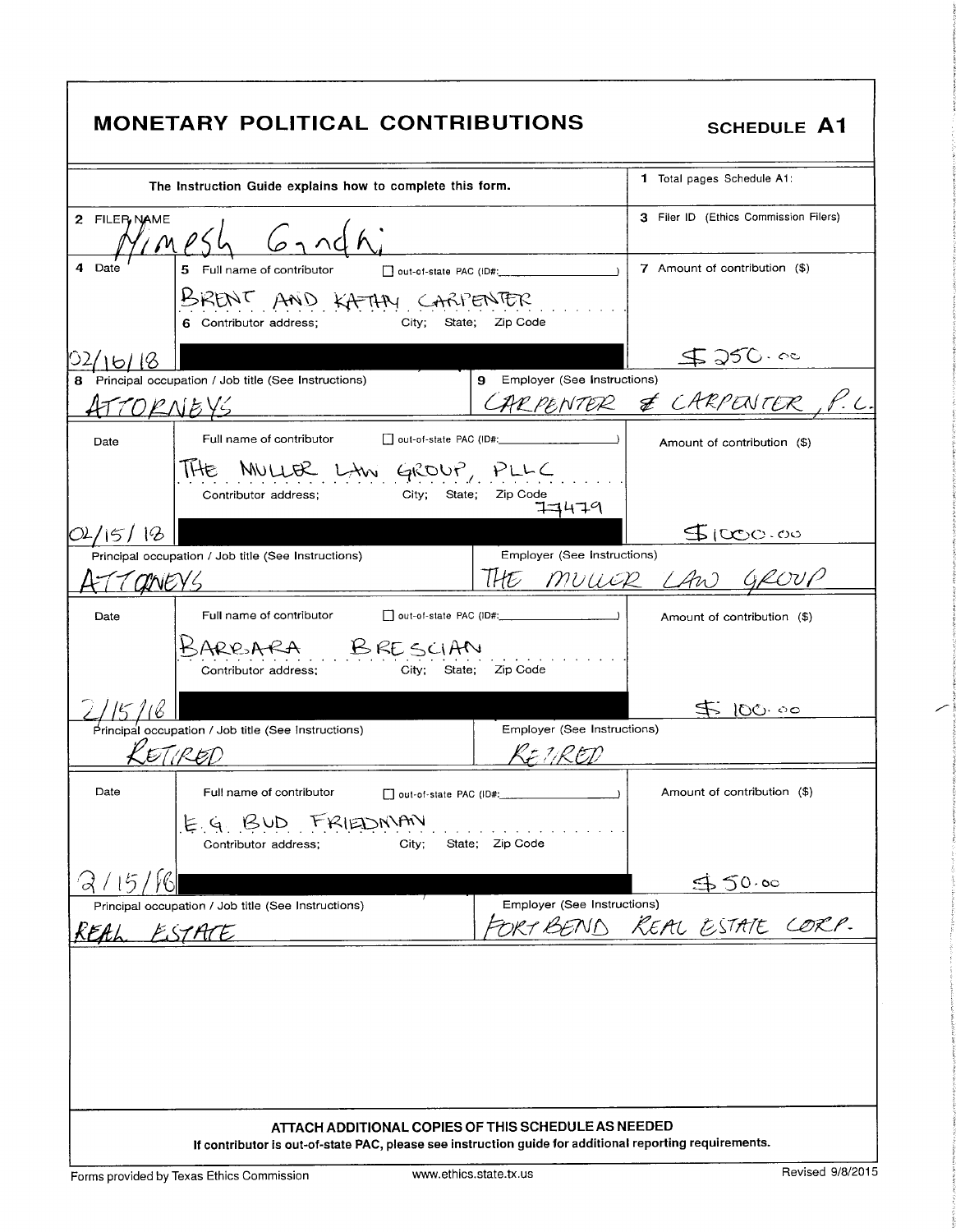# MONETARY POLITICAL CONTRIBUTIONS

**SCHEDULE A1**

The Instruction Guide explains how to complete this form.

1 Total pages Schedule A1:

2 FILER NAME
Nimesh Gandhi

3 Filer ID (Ethics Commission Filers)

| 4 Date | 5 Full name of contributor ☐ out-of-state PAC (ID#: ) / 6 Contributor address; City; State; Zip Code | 7 Amount of contribution ($) |
|---|---|---|
| 02/16/18 | BRENT AND KATHY CARPENTER | $250.00 |
| **8** Principal occupation / Job title (See Instructions): ATTORNEYS | **9** Employer (See Instructions): CARPENTER & CARPENTER, P.C. | |
| Date | Full name of contributor ☐ out-of-state PAC (ID#: ) / Contributor address; City; State; Zip Code | Amount of contribution ($) |
| 02/15/18 | THE MULLER LAW GROUP, PLLC / 77479 | $1000.00 |
| Principal occupation / Job title (See Instructions): ATTORNEYS | Employer (See Instructions): THE MULLER LAW GROUP | |
| Date | Full name of contributor ☐ out-of-state PAC (ID#: ) / Contributor address; City; State; Zip Code | Amount of contribution ($) |
| 2/15/18 | BARBARA BRESCIAN | $100.00 |
| Principal occupation / Job title (See Instructions): RETIRED | Employer (See Instructions): RETIRED | |
| Date | Full name of contributor ☐ out-of-state PAC (ID#: ) / Contributor address; City; State; Zip Code | Amount of contribution ($) |
| 2/15/18 | E.G. BUD FRIEDMAN | $50.00 |
| Principal occupation / Job title (See Instructions): REAL ESTATE | Employer (See Instructions): FORT BEND REAL ESTATE CORP. | |

**ATTACH ADDITIONAL COPIES OF THIS SCHEDULE AS NEEDED**

**If contributor is out-of-state PAC, please see instruction guide for additional reporting requirements.**

Forms provided by Texas Ethics Commission www.ethics.state.tx.us Revised 9/8/2015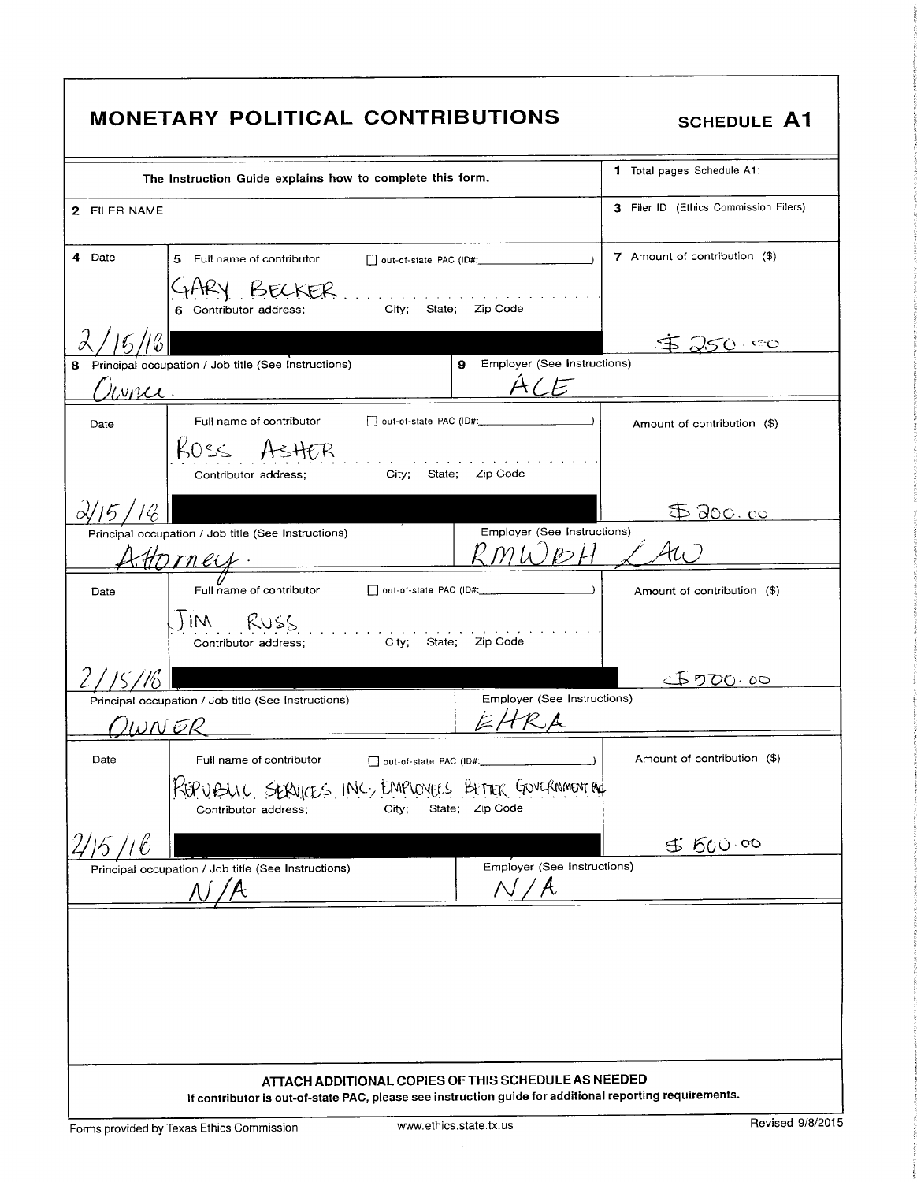# MONETARY POLITICAL CONTRIBUTIONS

**SCHEDULE A1**

The Instruction Guide explains how to complete this form.

1 Total pages Schedule A1:

2 FILER NAME

3 Filer ID (Ethics Commission Filers)

| 4 Date | 5 Full name of contributor / 6 Contributor address; City; State; Zip Code | 7 Amount of contribution ($) |
|---|---|---|
| 2/15/18 | GARY BECKER ☐ out-of-state PAC (ID#: ) | $250.00 |
| 8 Principal occupation / Job title (See Instructions): Owner. | 9 Employer (See Instructions): ACE | |
| 2/15/18 | ROSS ASHER ☐ out-of-state PAC (ID#: ) | $200.00 |
| Principal occupation / Job title (See Instructions): Attorney. | Employer (See Instructions): RMWBH LAW | |
| 2/15/18 | JIM RUSS ☐ out-of-state PAC (ID#: ) | $500.00 |
| Principal occupation / Job title (See Instructions): OWNER | Employer (See Instructions): EHRA | |
| 2/15/18 | REPUBLIC SERVICES INC, EMPLOYEES BETTER GOVERNMENT PAC ☐ out-of-state PAC (ID#: ) | $500.00 |
| Principal occupation / Job title (See Instructions): N/A | Employer (See Instructions): N/A | |

**ATTACH ADDITIONAL COPIES OF THIS SCHEDULE AS NEEDED**

**If contributor is out-of-state PAC, please see instruction guide for additional reporting requirements.**

Forms provided by Texas Ethics Commission www.ethics.state.tx.us Revised 9/8/2015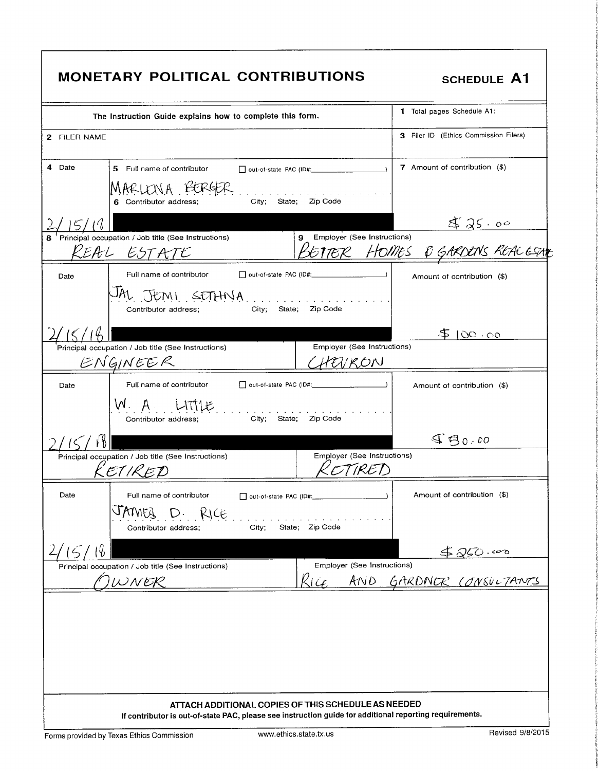# MONETARY POLITICAL CONTRIBUTIONS

**SCHEDULE A1**

The Instruction Guide explains how to complete this form.

1 Total pages Schedule A1:

2 FILER NAME

3 Filer ID (Ethics Commission Filers)

| 4 Date | 5 Full name of contributor / 6 Contributor address; City; State; Zip Code | 7 Amount of contribution ($) |
|---|---|---|
| 2/15/18 | MARLENA BERGER | $25.00 |
| | 8 Principal occupation / Job title (See Instructions): REAL ESTATE | 9 Employer (See Instructions): BETTER HOMES & GARDENS REAL ESTATE |
| 2/15/18 | JAL JEMI SETHNA | $100.00 |
| | Principal occupation / Job title (See Instructions): ENGINEER | Employer (See Instructions): CHEVRON |
| 2/15/18 | W. A. LITTLE | $50.00 |
| | Principal occupation / Job title (See Instructions): RETIRED | Employer (See Instructions): RETIRED |
| 2/15/18 | JAMES D. RICE | $250.00 |
| | Principal occupation / Job title (See Instructions): OWNER | Employer (See Instructions): RICE AND GARDNER CONSULTANTS |

☐ out-of-state PAC (ID#: )

**ATTACH ADDITIONAL COPIES OF THIS SCHEDULE AS NEEDED**

**If contributor is out-of-state PAC, please see instruction guide for additional reporting requirements.**

Forms provided by Texas Ethics Commission www.ethics.state.tx.us Revised 9/8/2015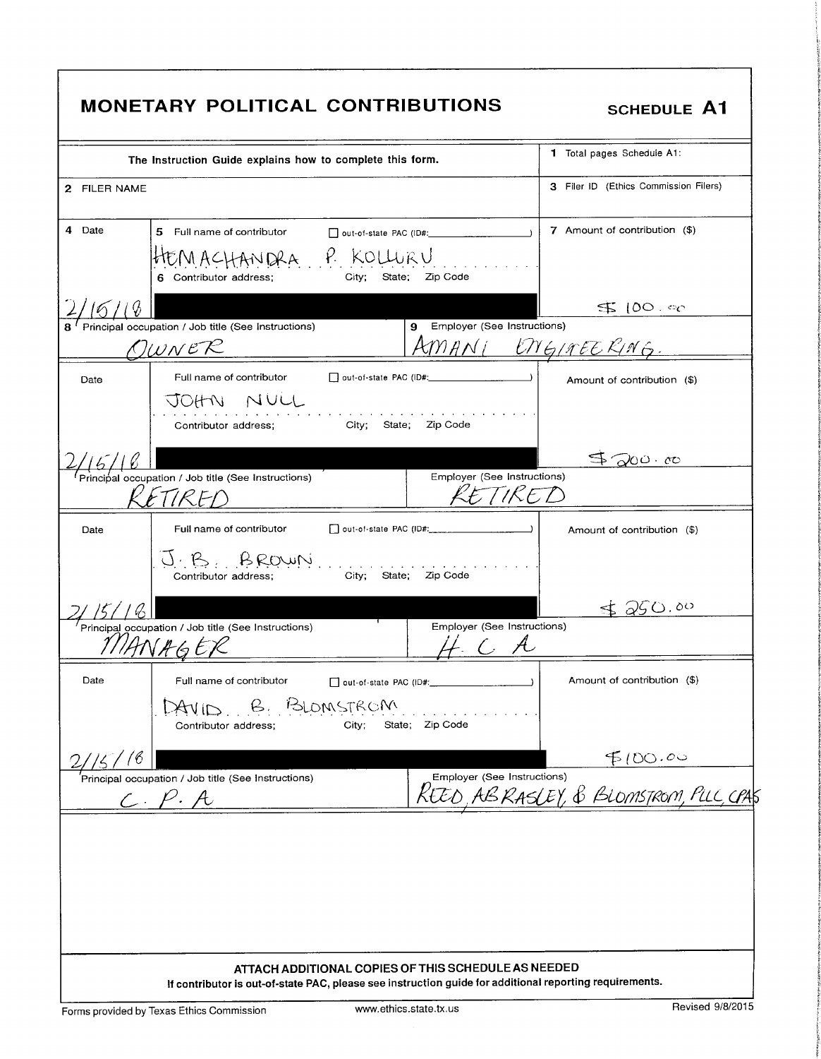# MONETARY POLITICAL CONTRIBUTIONS

**SCHEDULE A1**

| The Instruction Guide explains how to complete this form. | | 1 Total pages Schedule A1: |
|---|---|---|
| 2 FILER NAME | | 3 Filer ID (Ethics Commission Filers) |

| 4 Date | 5 Full name of contributor ☐ out-of-state PAC (ID#: ) / 6 Contributor address; City; State; Zip Code | 7 Amount of contribution ($) |
|---|---|---|
| 2/15/18 | HEMACHANDRA P. KOLLURU | $100.00 |
| | 8 Principal occupation / Job title (See Instructions): OWNER | 9 Employer (See Instructions): AMANI ENGINEERING. |
| 2/15/18 | JOHN NULL | $200.00 |
| | Principal occupation / Job title (See Instructions): RETIRED | Employer (See Instructions): RETIRED |
| 2/15/18 | J. B. BROWN | $250.00 |
| | Principal occupation / Job title (See Instructions): MANAGER | Employer (See Instructions): H C A |
| 2/15/18 | DAVID B. BLOMSTROM | $100.00 |
| | Principal occupation / Job title (See Instructions): C. P. A | Employer (See Instructions): REED, ABRASLEY, & BLOMSTROM, PLLC CPAS |

**ATTACH ADDITIONAL COPIES OF THIS SCHEDULE AS NEEDED**

**If contributor is out-of-state PAC, please see instruction guide for additional reporting requirements.**

Forms provided by Texas Ethics Commission www.ethics.state.tx.us Revised 9/8/2015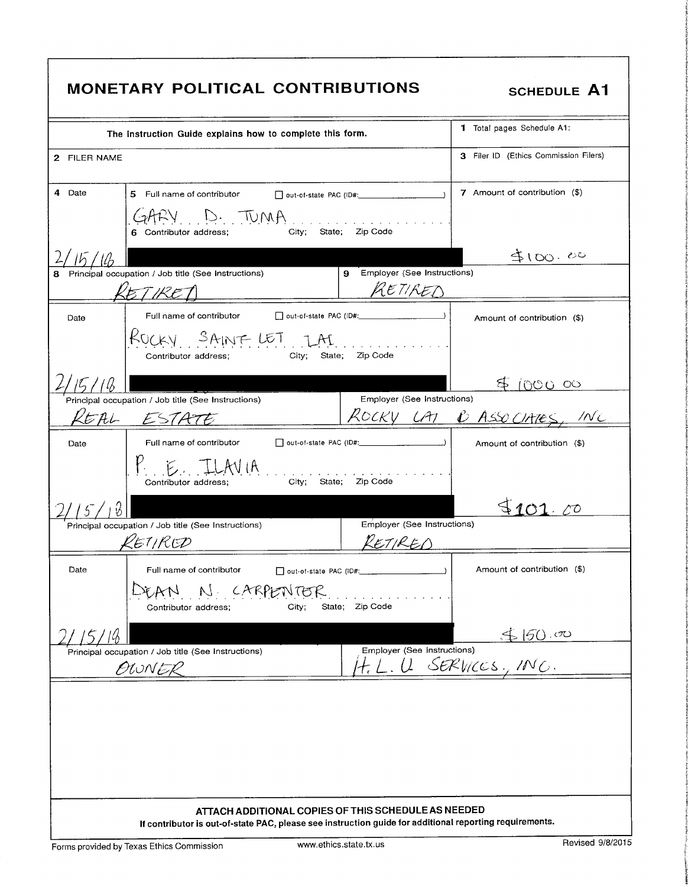# MONETARY POLITICAL CONTRIBUTIONS

**SCHEDULE A1**

| The Instruction Guide explains how to complete this form. | 1 Total pages Schedule A1: |
|---|---|
| 2 FILER NAME | 3 Filer ID (Ethics Commission Filers) |

| 4 Date | 5 Full name of contributor / 6 Contributor address; City; State; Zip Code | 7 Amount of contribution ($) |
|---|---|---|
| 2/15/18 | GARY D. TUMA | $100.00 |
| | 8 Principal occupation / Job title: RETIRED — 9 Employer: RETIRED | |
| 2/15/18 | ROCKY SAINT LET LAI | $1000.00 |
| | Principal occupation / Job title: REAL ESTATE — Employer: ROCKY LAI & ASSOCIATES, INC | |
| 2/15/18 | P. E. ILAVIA | $101.00 |
| | Principal occupation / Job title: RETIRED — Employer: RETIRED | |
| 2/15/18 | DEAN N. CARPENTER | $150.00 |
| | Principal occupation / Job title: OWNER — Employer: H.L.U SERVICES, INC. | |

**ATTACH ADDITIONAL COPIES OF THIS SCHEDULE AS NEEDED**

**If contributor is out-of-state PAC, please see instruction guide for additional reporting requirements.**

Forms provided by Texas Ethics Commission    www.ethics.state.tx.us    Revised 9/8/2015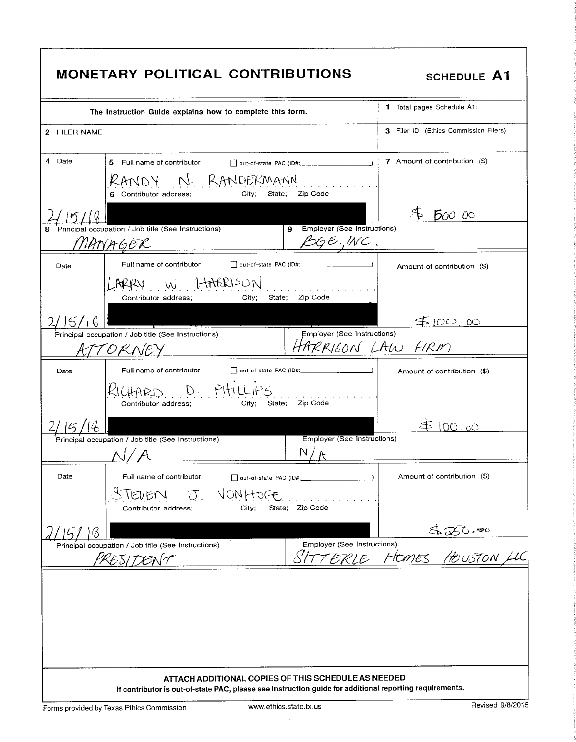# MONETARY POLITICAL CONTRIBUTIONS

**SCHEDULE A1**

| The Instruction Guide explains how to complete this form. | | 1 Total pages Schedule A1: |
|---|---|---|
| 2 FILER NAME | | 3 Filer ID (Ethics Commission Filers) |
| 4 Date | 5 Full name of contributor ☐ out-of-state PAC (ID#: ) RANDY N. RANDERMANN 6 Contributor address; City; State; Zip Code | 7 Amount of contribution ($) |
| 2/15/18 | [REDACTED] | $ 500.00 |
| 8 Principal occupation / Job title (See Instructions) MANAGER | 9 Employer (See Instructions) BGE, INC. | |
| Date | Full name of contributor ☐ out-of-state PAC (ID#: ) LARRY W. HARRISON Contributor address; City; State; Zip Code | Amount of contribution ($) |
| 2/15/16 | [REDACTED] | $100.00 |
| Principal occupation / Job title (See Instructions) ATTORNEY | Employer (See Instructions) HARRISON LAW FIRM | |
| Date | Full name of contributor ☐ out-of-state PAC (ID#: ) RICHARD D. PHILLIPS Contributor address; City; State; Zip Code | Amount of contribution ($) |
| 2/15/18 | [REDACTED] | $ 100.00 |
| Principal occupation / Job title (See Instructions) N/A | Employer (See Instructions) N/A | |
| Date | Full name of contributor ☐ out-of-state PAC (ID#: ) STEVEN J. VONHOFE Contributor address; City; State; Zip Code | Amount of contribution ($) |
| 2/15/18 | [REDACTED] | $250.00 |
| Principal occupation / Job title (See Instructions) PRESIDENT | Employer (See Instructions) SITTERLE HOMES HOUSTON LLC | |

**ATTACH ADDITIONAL COPIES OF THIS SCHEDULE AS NEEDED**

**If contributor is out-of-state PAC, please see instruction guide for additional reporting requirements.**

Forms provided by Texas Ethics Commission www.ethics.state.tx.us Revised 9/8/2015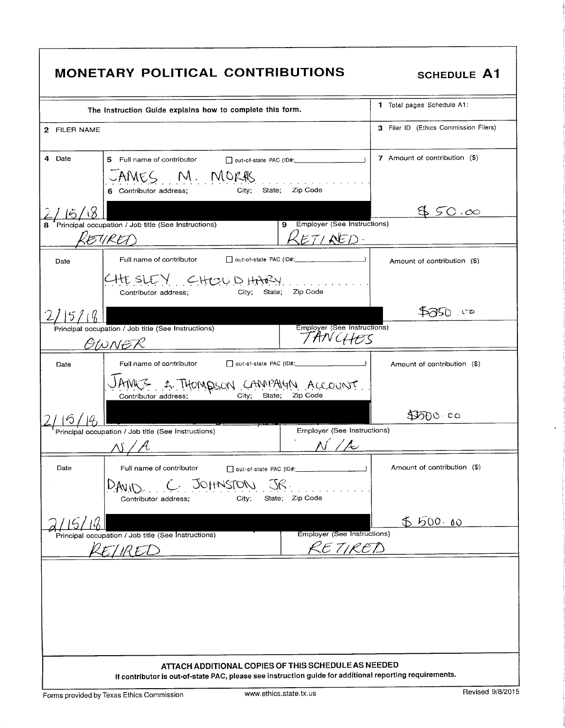# MONETARY POLITICAL CONTRIBUTIONS

**SCHEDULE A1**

| The Instruction Guide explains how to complete this form. | 1 Total pages Schedule A1: |
|---|---|
| 2 FILER NAME | 3 Filer ID (Ethics Commission Filers) |

| 4 Date | 5 Full name of contributor ☐ out-of-state PAC (ID#:) / 6 Contributor address; City; State; Zip Code | 7 Amount of contribution ($) |
|---|---|---|
| 2/15/18 | JAMES M. MORRIS | $50.00 |
| | 8 Principal occupation / Job title (See Instructions): RETIRED — 9 Employer (See Instructions): RETIRED | |
| 2/15/18 | CHESLEY CHOUDHARY | $250.00 |
| | Principal occupation / Job title (See Instructions): OWNER — Employer (See Instructions): TANCHES | |
| 2/15/18 | JAMES A. THOMPSON CAMPAIGN ACCOUNT | $500.00 |
| | Principal occupation / Job title (See Instructions): N/A — Employer (See Instructions): N/A | |
| 2/15/18 | DAVID C. JOHNSTON JR. | $500.00 |
| | Principal occupation / Job title (See Instructions): RETIRED — Employer (See Instructions): RETIRED | |

**ATTACH ADDITIONAL COPIES OF THIS SCHEDULE AS NEEDED**

**If contributor is out-of-state PAC, please see instruction guide for additional reporting requirements.**

Forms provided by Texas Ethics Commission www.ethics.state.tx.us Revised 9/8/2015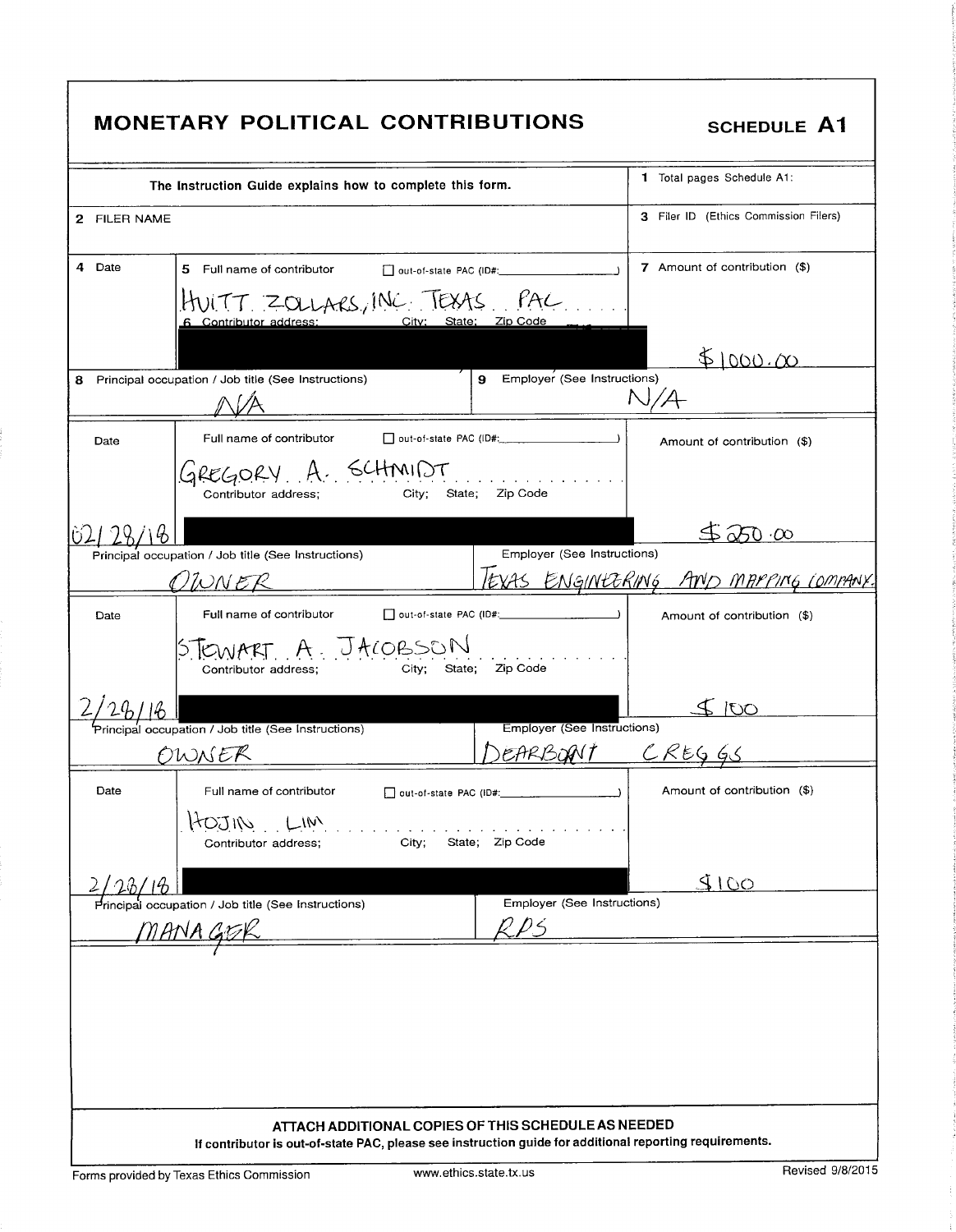# MONETARY POLITICAL CONTRIBUTIONS

**SCHEDULE A1**

The Instruction Guide explains how to complete this form.

1 Total pages Schedule A1:

2 FILER NAME

3 Filer ID (Ethics Commission Filers)

| 4 Date | 5 Full name of contributor / 6 Contributor address; City; State; Zip Code | 7 Amount of contribution ($) |
|---|---|---|
| | HUITT ZOLLARS, INC. TEXAS PAC | $1000.00 |
| 8 Principal occupation / Job title: N/A | 9 Employer: N/A | |

| Date | Full name of contributor / Contributor address; City; State; Zip Code | Amount of contribution ($) |
|---|---|---|
| 02/28/18 | GREGORY A. SCHMIDT | $250.00 |
| Principal occupation / Job title: OWNER | Employer: TEXAS ENGINEERING AND MAPPING COMPANY | |

| Date | Full name of contributor / Contributor address; City; State; Zip Code | Amount of contribution ($) |
|---|---|---|
| 2/28/18 | STEWART A. JACOBSON | $100 |
| Principal occupation / Job title: OWNER | Employer: DEARBORN CREGGS | |

| Date | Full name of contributor / Contributor address; City; State; Zip Code | Amount of contribution ($) |
|---|---|---|
| 2/28/18 | HOJIN LIM | $100 |
| Principal occupation / Job title: MANAGER | Employer: RPS | |

**ATTACH ADDITIONAL COPIES OF THIS SCHEDULE AS NEEDED**

**If contributor is out-of-state PAC, please see instruction guide for additional reporting requirements.**

Forms provided by Texas Ethics Commission — www.ethics.state.tx.us — Revised 9/8/2015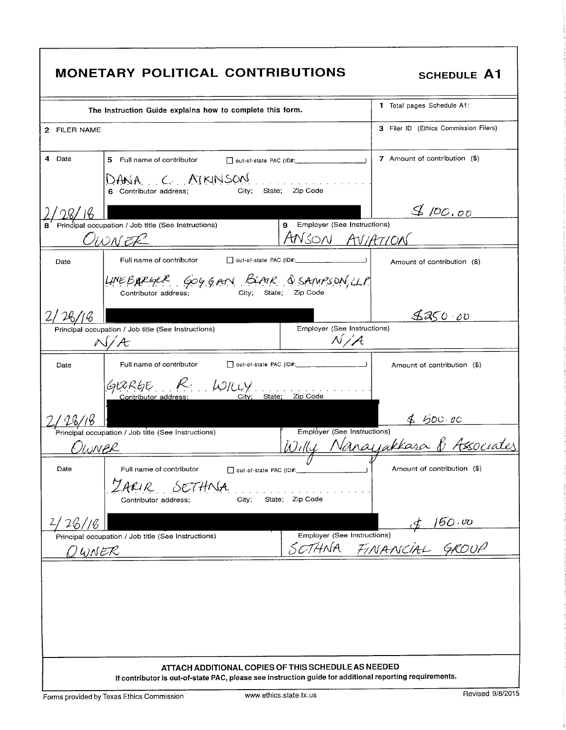# MONETARY POLITICAL CONTRIBUTIONS

## SCHEDULE A1

The Instruction Guide explains how to complete this form.

1 Total pages Schedule A1:

2 FILER NAME

3 Filer ID (Ethics Commission Filers)

| Date | Full name of contributor / Contributor address; City; State; Zip Code | Amount of contribution ($) |
|---|---|---|
| 2/28/18 | DANA C. ATKINSON | $ 100.00 |
| Principal occupation / Job title: OWNER | Employer: ANSON AVIATION | |
| 2/26/18 | LINEBARGER GOGGAN BLAIR & SAMPSON, LLP | $250.00 |
| Principal occupation / Job title: N/A | Employer: N/A | |
| 2/28/18 | GEORGE R. WILLY | $ 500.00 |
| Principal occupation / Job title: OWNER | Employer: Willy Nanayakkara & Associates | |
| 2/26/18 | ZARIR SETHNA | $ 150.00 |
| Principal occupation / Job title: OWNER | Employer: SETHNA FINANCIAL GROUP | |

☐ out-of-state PAC (ID#: )

**ATTACH ADDITIONAL COPIES OF THIS SCHEDULE AS NEEDED**

**If contributor is out-of-state PAC, please see instruction guide for additional reporting requirements.**

Forms provided by Texas Ethics Commission www.ethics.state.tx.us Revised 9/8/2015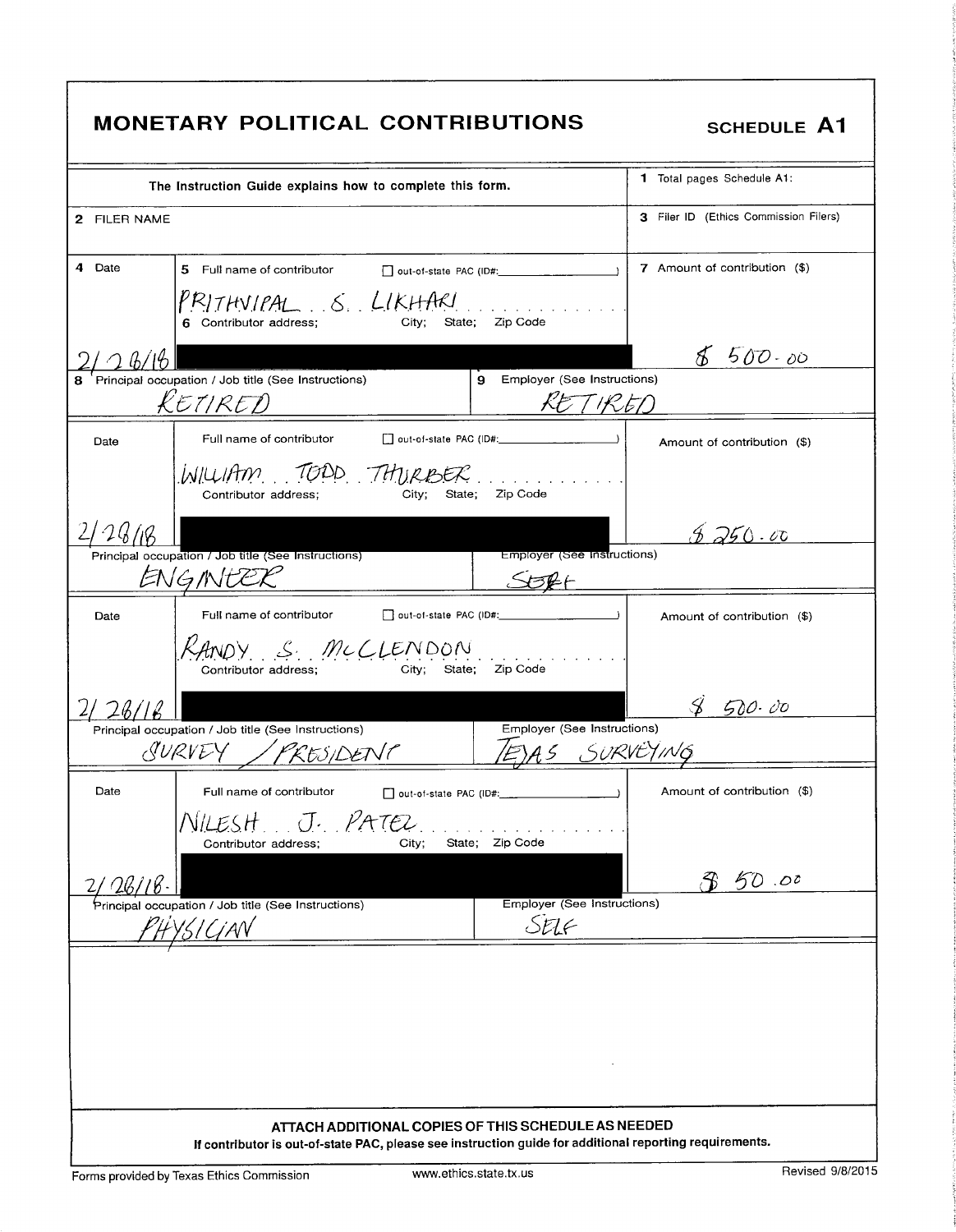# MONETARY POLITICAL CONTRIBUTIONS

**SCHEDULE A1**

| The Instruction Guide explains how to complete this form. | | 1 Total pages Schedule A1: |
|---|---|---|
| 2 FILER NAME | | 3 Filer ID (Ethics Commission Filers) |

| 4 Date | 5 Full name of contributor ☐ out-of-state PAC (ID#: ) / 6 Contributor address; City; State; Zip Code | | 7 Amount of contribution ($) |
|---|---|---|---|
| 2/26/18 | PRITHVIPAL S. LIKHARI | | $ 500.00 |
| | 8 Principal occupation / Job title (See Instructions): RETIRED | 9 Employer (See Instructions): RETIRED | |
| Date | Full name of contributor ☐ out-of-state PAC (ID#: ) / Contributor address; City; State; Zip Code | | Amount of contribution ($) |
| 2/28/18 | WILLIAM TODD THURBER | | $ 250.00 |
| | Principal occupation / Job title (See Instructions): ENGINEER | Employer (See Instructions): SELF | |
| Date | Full name of contributor ☐ out-of-state PAC (ID#: ) / Contributor address; City; State; Zip Code | | Amount of contribution ($) |
| 2/28/18 | RANDY S. McCLENDON | | $ 500.00 |
| | Principal occupation / Job title (See Instructions): SURVEY / PRESIDENT | Employer (See Instructions): TEXAS SURVEYING | |
| Date | Full name of contributor ☐ out-of-state PAC (ID#: ) / Contributor address; City; State; Zip Code | | Amount of contribution ($) |
| 2/28/18 | NILESH J. PATEL | | $ 50.00 |
| | Principal occupation / Job title (See Instructions): PHYSICIAN | Employer (See Instructions): SELF | |

**ATTACH ADDITIONAL COPIES OF THIS SCHEDULE AS NEEDED**

**If contributor is out-of-state PAC, please see instruction guide for additional reporting requirements.**

Forms provided by Texas Ethics Commission www.ethics.state.tx.us Revised 9/8/2015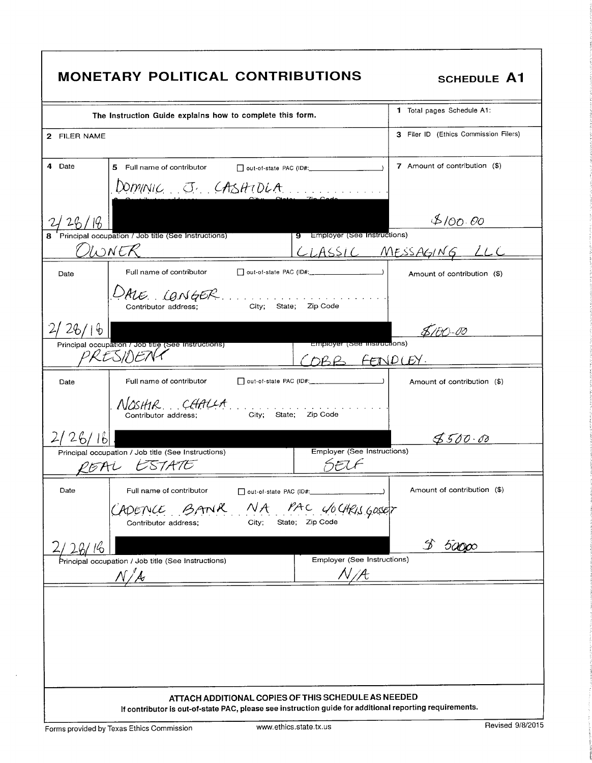# MONETARY POLITICAL CONTRIBUTIONS

**SCHEDULE A1**

| The Instruction Guide explains how to complete this form. | | 1 Total pages Schedule A1: |
|---|---|---|
| 2 FILER NAME | | 3 Filer ID (Ethics Commission Filers) |
| 4 Date | 5 Full name of contributor ☐ out-of-state PAC (ID#: ) | 7 Amount of contribution ($) |
| 2/26/16 | DOMINIC J. CASHIOLA<br>6 Contributor address; City; State; Zip Code | $100.00 |
| 8 Principal occupation / Job title (See Instructions)<br>OWNER | 9 Employer (See Instructions)<br>CLASSIC MESSAGING LLC | |
| Date | Full name of contributor ☐ out-of-state PAC (ID#: ) | Amount of contribution ($) |
| 2/26/16 | DALE LONGER<br>Contributor address; City; State; Zip Code | $100.00 |
| Principal occupation / Job title (See Instructions)<br>PRESIDENT | Employer (See Instructions)<br>COBB FENDLEY. | |
| Date | Full name of contributor ☐ out-of-state PAC (ID#: ) | Amount of contribution ($) |
| 2/26/16 | NOSHIR CHALLA<br>Contributor address; City; State; Zip Code | $500.00 |
| Principal occupation / Job title (See Instructions)<br>REAL ESTATE | Employer (See Instructions)<br>SELF | |
| Date | Full name of contributor ☐ out-of-state PAC (ID#: ) | Amount of contribution ($) |
| 2/28/16 | CADENCE BANK NA PAC c/o CHRIS GOSSET<br>Contributor address; City; State; Zip Code | $ 500.00 |
| Principal occupation / Job title (See Instructions)<br>N/A | Employer (See Instructions)<br>N/A | |

**ATTACH ADDITIONAL COPIES OF THIS SCHEDULE AS NEEDED**

**If contributor is out-of-state PAC, please see instruction guide for additional reporting requirements.**

Forms provided by Texas Ethics Commission www.ethics.state.tx.us Revised 9/8/2015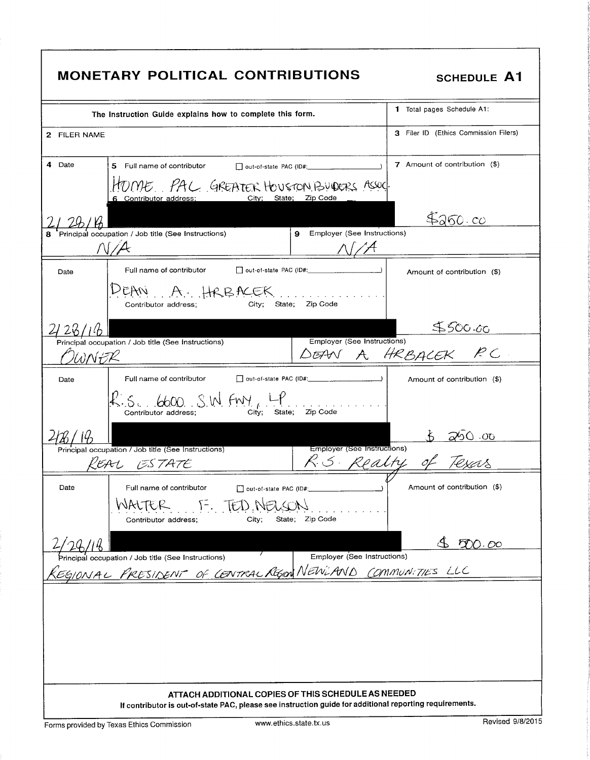# MONETARY POLITICAL CONTRIBUTIONS

**SCHEDULE A1**

The Instruction Guide explains how to complete this form.

1 Total pages Schedule A1:

2 FILER NAME

3 Filer ID (Ethics Commission Filers)

| 4 Date | 5 Full name of contributor ☐ out-of-state PAC (ID#: ) / 6 Contributor address; City; State; Zip Code | 7 Amount of contribution ($) |
|---|---|---|
| 2/28/18 | HOME PAC GREATER HOUSTON BUILDERS ASSOC. | $250.00 |
| 8 Principal occupation / Job title (See Instructions): N/A | 9 Employer (See Instructions): N/A | |

| Date | Full name of contributor ☐ out-of-state PAC (ID#: ) / Contributor address; City; State; Zip Code | Amount of contribution ($) |
|---|---|---|
| 2/28/18 | DEAN A. HRBACEK | $500.00 |
| Principal occupation / Job title (See Instructions): OWNER | Employer (See Instructions): DEAN A HRBACEK PC | |

| Date | Full name of contributor ☐ out-of-state PAC (ID#: ) / Contributor address; City; State; Zip Code | Amount of contribution ($) |
|---|---|---|
| 2/28/18 | R.S. 6600 S.W. FWY, LP | $ 250.00 |
| Principal occupation / Job title (See Instructions): REAL ESTATE | Employer (See Instructions): R.S. Realty of Texas | |

| Date | Full name of contributor ☐ out-of-state PAC (ID#: ) / Contributor address; City; State; Zip Code | Amount of contribution ($) |
|---|---|---|
| 2/28/18 | WALTER F. TED NELSON | $ 500.00 |
| Principal occupation / Job title (See Instructions): REGIONAL PRESIDENT OF CENTRAL REGION | Employer (See Instructions): NEWLAND COMMUNITIES LLC | |

**ATTACH ADDITIONAL COPIES OF THIS SCHEDULE AS NEEDED**

**If contributor is out-of-state PAC, please see instruction guide for additional reporting requirements.**

Forms provided by Texas Ethics Commission www.ethics.state.tx.us Revised 9/8/2015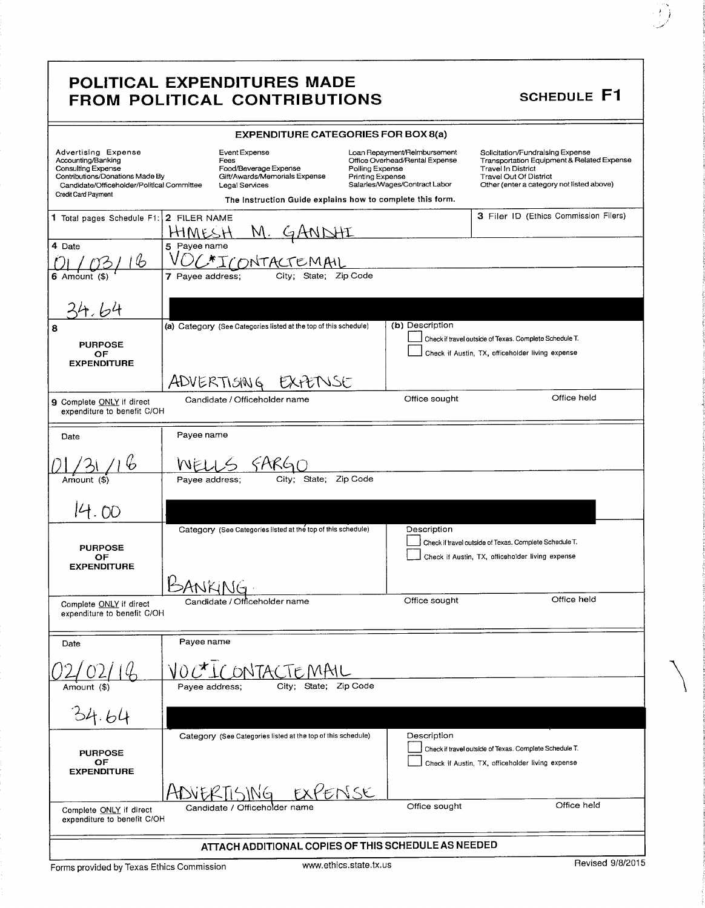# POLITICAL EXPENDITURES MADE FROM POLITICAL CONTRIBUTIONS

**SCHEDULE F1**

**EXPENDITURE CATEGORIES FOR BOX 8(a)**

| | | | |
|---|---|---|---|
| Advertising Expense | Event Expense | Loan Repayment/Reimbursement | Solicitation/Fundraising Expense |
| Accounting/Banking | Fees | Office Overhead/Rental Expense | Transportation Equipment & Related Expense |
| Consulting Expense | Food/Beverage Expense | Polling Expense | Travel In District |
| Contributions/Donations Made By Candidate/Officeholder/Political Committee | Gift/Awards/Memorials Expense | Printing Expense | Travel Out Of District |
| Credit Card Payment | Legal Services | Salaries/Wages/Contract Labor | Other (enter a category not listed above) |

The Instruction Guide explains how to complete this form.

| | | | |
|---|---|---|---|
| 1 Total pages Schedule F1: | 2 FILER NAME<br>HIMESH M. GANDHI | | 3 Filer ID (Ethics Commission Filers) |
| 4 Date<br>01/03/16 | 5 Payee name<br>VOC*ICONTACTEMAIL | | |
| 6 Amount ($)<br>34.64 | 7 Payee address; City; State; Zip Code<br>[REDACTED] | | |
| 8 PURPOSE OF EXPENDITURE | (a) Category (See Categories listed at the top of this schedule)<br>ADVERTISING EXPENSE | (b) Description<br>☐ Check if travel outside of Texas. Complete Schedule T.<br>☐ Check if Austin, TX, officeholder living expense | |
| 9 Complete ONLY if direct expenditure to benefit C/OH | Candidate / Officeholder name | Office sought | Office held |

| | | | |
|---|---|---|---|
| Date<br>01/31/16 | Payee name<br>WELLS FARGO | | |
| Amount ($)<br>14.00 | Payee address; City; State; Zip Code<br>[REDACTED] | | |
| PURPOSE OF EXPENDITURE | Category (See Categories listed at the top of this schedule)<br>BANKING | Description<br>☐ Check if travel outside of Texas. Complete Schedule T.<br>☐ Check if Austin, TX, officeholder living expense | |
| Complete ONLY if direct expenditure to benefit C/OH | Candidate / Officeholder name | Office sought | Office held |

| | | | |
|---|---|---|---|
| Date<br>02/02/16 | Payee name<br>VOC*ICONTACTEMAIL | | |
| Amount ($)<br>34.64 | Payee address; City; State; Zip Code<br>[REDACTED] | | |
| PURPOSE OF EXPENDITURE | Category (See Categories listed at the top of this schedule)<br>ADVERTISING EXPENSE | Description<br>☐ Check if travel outside of Texas. Complete Schedule T.<br>☐ Check if Austin, TX, officeholder living expense | |
| Complete ONLY if direct expenditure to benefit C/OH | Candidate / Officeholder name | Office sought | Office held |

**ATTACH ADDITIONAL COPIES OF THIS SCHEDULE AS NEEDED**

Forms provided by Texas Ethics Commission www.ethics.state.tx.us Revised 9/8/2015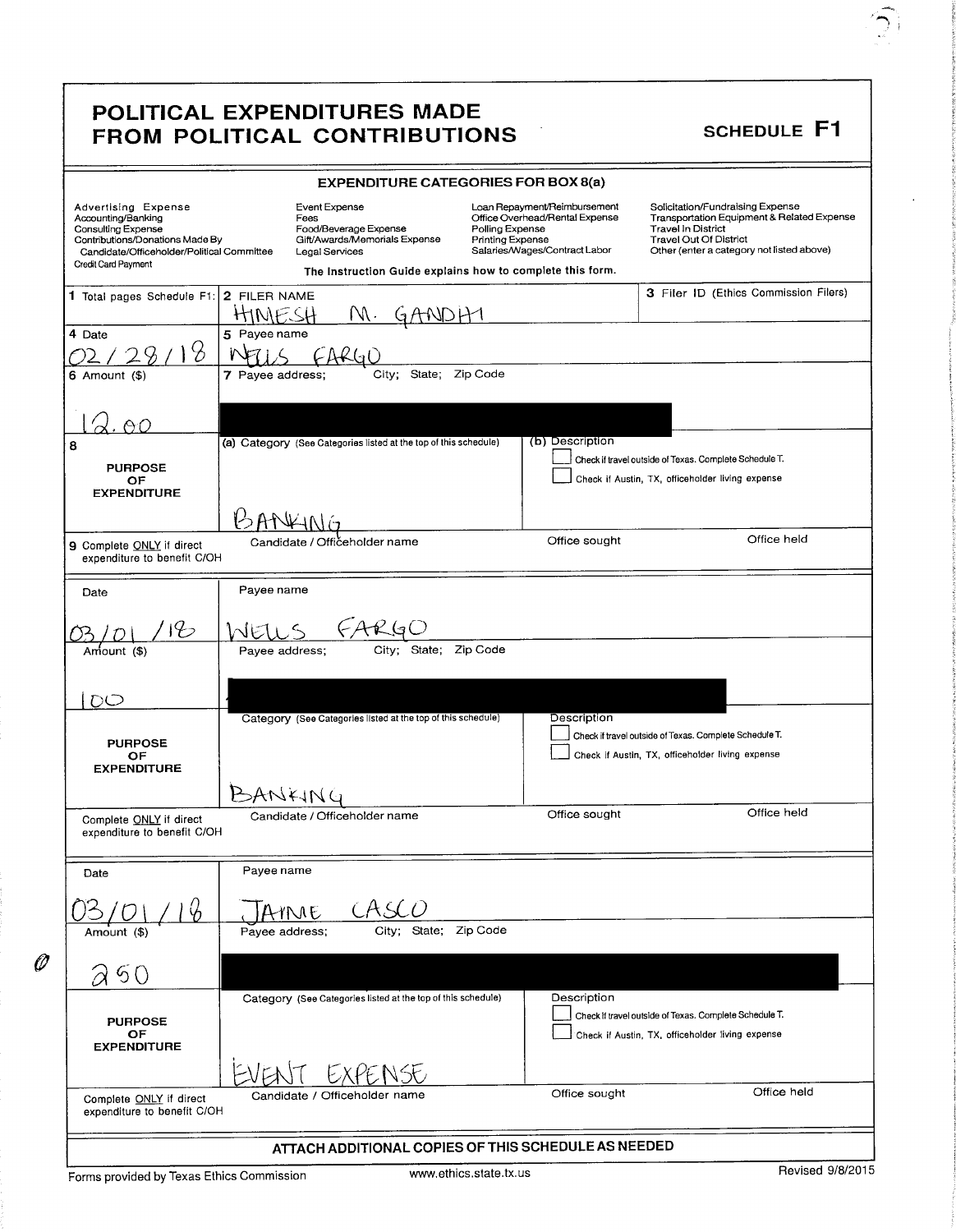# POLITICAL EXPENDITURES MADE FROM POLITICAL CONTRIBUTIONS

## SCHEDULE F1

**EXPENDITURE CATEGORIES FOR BOX 8(a)**

| | | | |
|---|---|---|---|
| Advertising Expense | Event Expense | Loan Repayment/Reimbursement | Solicitation/Fundraising Expense |
| Accounting/Banking | Fees | Office Overhead/Rental Expense | Transportation Equipment & Related Expense |
| Consulting Expense | Food/Beverage Expense | Polling Expense | Travel In District |
| Contributions/Donations Made By Candidate/Officeholder/Political Committee | Gift/Awards/Memorials Expense | Printing Expense | Travel Out Of District |
| Credit Card Payment | Legal Services | Salaries/Wages/Contract Labor | Other (enter a category not listed above) |

The Instruction Guide explains how to complete this form.

| | | |
|---|---|---|
| **1** Total pages Schedule F1: | **2** FILER NAME: HIMESH M. GANDHI | **3** Filer ID (Ethics Commission Filers) |

---

**4** Date: 02/28/18

**5** Payee name: WELLS FARGO

**6** Amount ($): 12.00

**7** Payee address; City; State; Zip Code: [redacted]

**8 PURPOSE OF EXPENDITURE**
- (a) Category (See Categories listed at the top of this schedule): BANKING
- (b) Description:
  - ☐ Check if travel outside of Texas. Complete Schedule T.
  - ☐ Check if Austin, TX, officeholder living expense

**9** Complete ONLY if direct expenditure to benefit C/OH — Candidate / Officeholder name: | Office sought: | Office held:

---

Date: 03/01/18

Payee name: WELLS FARGO

Amount ($): 100

Payee address; City; State; Zip Code: [redacted]

**PURPOSE OF EXPENDITURE**
- Category (See Categories listed at the top of this schedule): BANKING
- Description:
  - ☐ Check if travel outside of Texas. Complete Schedule T.
  - ☐ Check if Austin, TX, officeholder living expense

Complete ONLY if direct expenditure to benefit C/OH — Candidate / Officeholder name: | Office sought: | Office held:

---

Date: 03/01/18

Payee name: JAIME CASCO

Amount ($): 250

Payee address; City; State; Zip Code: [redacted]

**PURPOSE OF EXPENDITURE**
- Category (See Categories listed at the top of this schedule): EVENT EXPENSE
- Description:
  - ☐ Check if travel outside of Texas. Complete Schedule T.
  - ☐ Check if Austin, TX, officeholder living expense

Complete ONLY if direct expenditure to benefit C/OH — Candidate / Officeholder name: | Office sought: | Office held:

---

**ATTACH ADDITIONAL COPIES OF THIS SCHEDULE AS NEEDED**

Forms provided by Texas Ethics Commission — www.ethics.state.tx.us — Revised 9/8/2015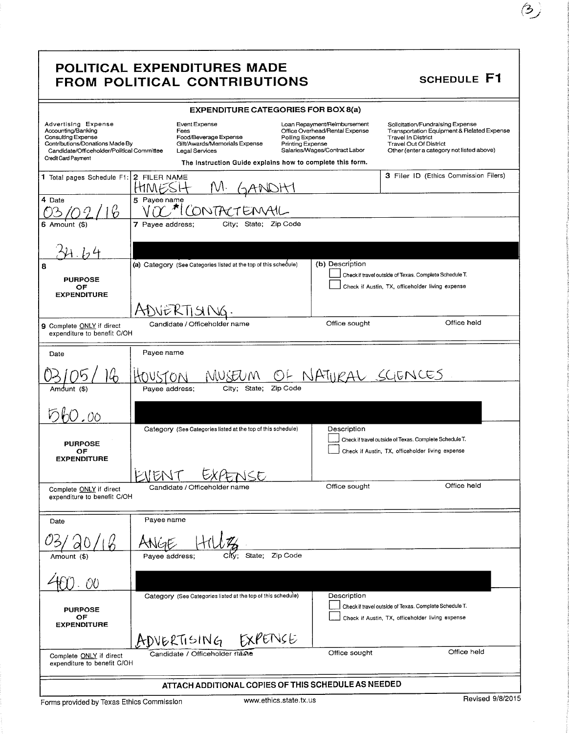(3)

# POLITICAL EXPENDITURES MADE FROM POLITICAL CONTRIBUTIONS

**SCHEDULE F1**

**EXPENDITURE CATEGORIES FOR BOX 8(a)**

| | | | |
|---|---|---|---|
| Advertising Expense | Event Expense | Loan Repayment/Reimbursement | Solicitation/Fundraising Expense |
| Accounting/Banking | Fees | Office Overhead/Rental Expense | Transportation Equipment & Related Expense |
| Consulting Expense | Food/Beverage Expense | Polling Expense | Travel In District |
| Contributions/Donations Made By Candidate/Officeholder/Political Committee | Gift/Awards/Memorials Expense | Printing Expense | Travel Out Of District |
| Credit Card Payment | Legal Services | Salaries/Wages/Contract Labor | Other (enter a category not listed above) |

The Instruction Guide explains how to complete this form.

1 Total pages Schedule F1:

2 FILER NAME: HIMESH M. GANDHI

3 Filer ID (Ethics Commission Filers)

---

4 Date: 03/02/16

5 Payee name: VOC*ICONTACTEMAIL

6 Amount ($): 34.64

7 Payee address; City; State; Zip Code: [REDACTED]

8 PURPOSE OF EXPENDITURE

(a) Category (See Categories listed at the top of this schedule): ADVERTISING.

(b) Description

☐ Check if travel outside of Texas. Complete Schedule T.

☐ Check if Austin, TX, officeholder living expense

9 Complete ONLY if direct expenditure to benefit C/OH — Candidate / Officeholder name; Office sought; Office held

---

Date: 03/05/16

Payee name: HOUSTON MUSEUM OF NATURAL SCIENCES

Amount ($): 560.00

Payee address; City; State; Zip Code: [REDACTED]

PURPOSE OF EXPENDITURE

Category (See Categories listed at the top of this schedule): EVENT EXPENSE

Description

☐ Check if travel outside of Texas. Complete Schedule T.

☐ Check if Austin, TX, officeholder living expense

Complete ONLY if direct expenditure to benefit C/OH — Candidate / Officeholder name; Office sought; Office held

---

Date: 03/20/16

Payee name: ANGE HILLZ

Amount ($): 400.00

Payee address; City; State; Zip Code: [REDACTED]

PURPOSE OF EXPENDITURE

Category (See Categories listed at the top of this schedule): ADVERTISING EXPENSE

Description

☐ Check if travel outside of Texas. Complete Schedule T.

☐ Check if Austin, TX, officeholder living expense

Complete ONLY if direct expenditure to benefit C/OH — Candidate / Officeholder name; Office sought; Office held

---

**ATTACH ADDITIONAL COPIES OF THIS SCHEDULE AS NEEDED**

Forms provided by Texas Ethics Commission — www.ethics.state.tx.us — Revised 9/8/2015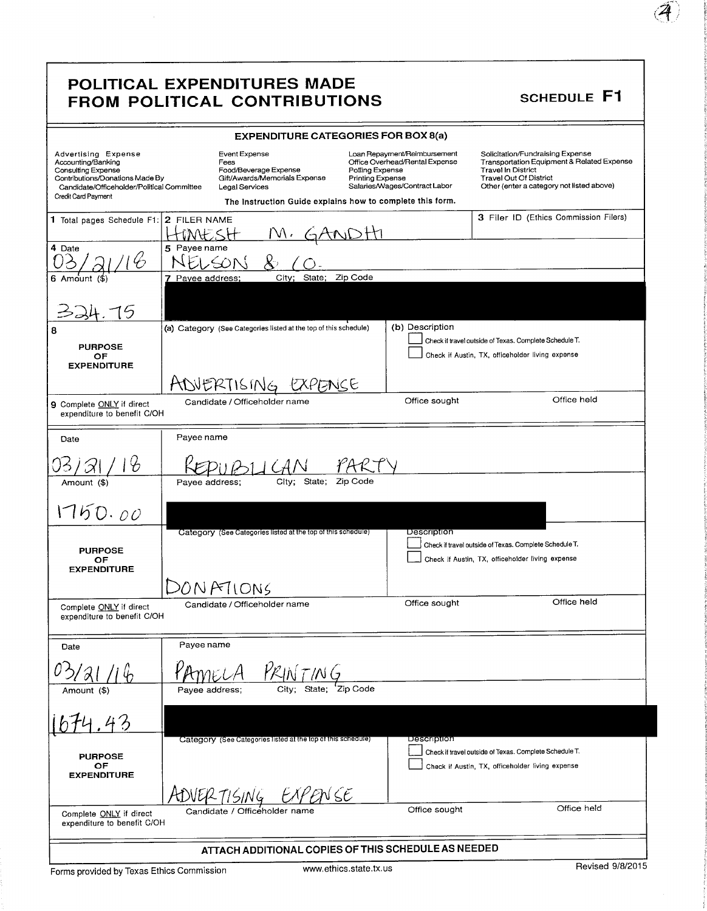# POLITICAL EXPENDITURES MADE FROM POLITICAL CONTRIBUTIONS

**SCHEDULE F1**

**EXPENDITURE CATEGORIES FOR BOX 8(a)**

| | | | |
|---|---|---|---|
| Advertising Expense | Event Expense | Loan Repayment/Reimbursement | Solicitation/Fundraising Expense |
| Accounting/Banking | Fees | Office Overhead/Rental Expense | Transportation Equipment & Related Expense |
| Consulting Expense | Food/Beverage Expense | Polling Expense | Travel In District |
| Contributions/Donations Made By Candidate/Officeholder/Political Committee | Gift/Awards/Memorials Expense | Printing Expense | Travel Out Of District |
| Credit Card Payment | Legal Services | Salaries/Wages/Contract Labor | Other (enter a category not listed above) |

The Instruction Guide explains how to complete this form.

| | | | |
|---|---|---|---|
| 1 Total pages Schedule F1: | 2 FILER NAME<br>HIMESH M. GANDHI | | 3 Filer ID (Ethics Commission Filers) |
| 4 Date<br>03/21/18 | 5 Payee name<br>NELSON & CO. | | |
| 6 Amount ($)<br>324.75 | 7 Payee address; City; State; Zip Code<br>[REDACTED] | | |
| 8 PURPOSE OF EXPENDITURE | (a) Category (See Categories listed at the top of this schedule)<br>ADVERTISING EXPENSE | (b) Description<br>☐ Check if travel outside of Texas. Complete Schedule T.<br>☐ Check if Austin, TX, officeholder living expense | |
| 9 Complete ONLY if direct expenditure to benefit C/OH | Candidate / Officeholder name | Office sought | Office held |

| | | | |
|---|---|---|---|
| Date<br>03/21/18 | Payee name<br>REPUBLICAN PARTY | | |
| Amount ($)<br>1750.00 | Payee address; City; State; Zip Code<br>[REDACTED] | | |
| PURPOSE OF EXPENDITURE | Category (See Categories listed at the top of this schedule)<br>DONATIONS | Description<br>☐ Check if travel outside of Texas. Complete Schedule T.<br>☐ Check if Austin, TX, officeholder living expense | |
| Complete ONLY if direct expenditure to benefit C/OH | Candidate / Officeholder name | Office sought | Office held |

| | | | |
|---|---|---|---|
| Date<br>03/21/16 | Payee name<br>PAMELA PRINTING | | |
| Amount ($)<br>1674.43 | Payee address; City; State; Zip Code<br>[REDACTED] | | |
| PURPOSE OF EXPENDITURE | Category (See Categories listed at the top of this schedule)<br>ADVERTISING EXPENSE | Description<br>☐ Check if travel outside of Texas. Complete Schedule T.<br>☐ Check if Austin, TX, officeholder living expense | |
| Complete ONLY if direct expenditure to benefit C/OH | Candidate / Officeholder name | Office sought | Office held |

**ATTACH ADDITIONAL COPIES OF THIS SCHEDULE AS NEEDED**

Forms provided by Texas Ethics Commission — www.ethics.state.tx.us — Revised 9/8/2015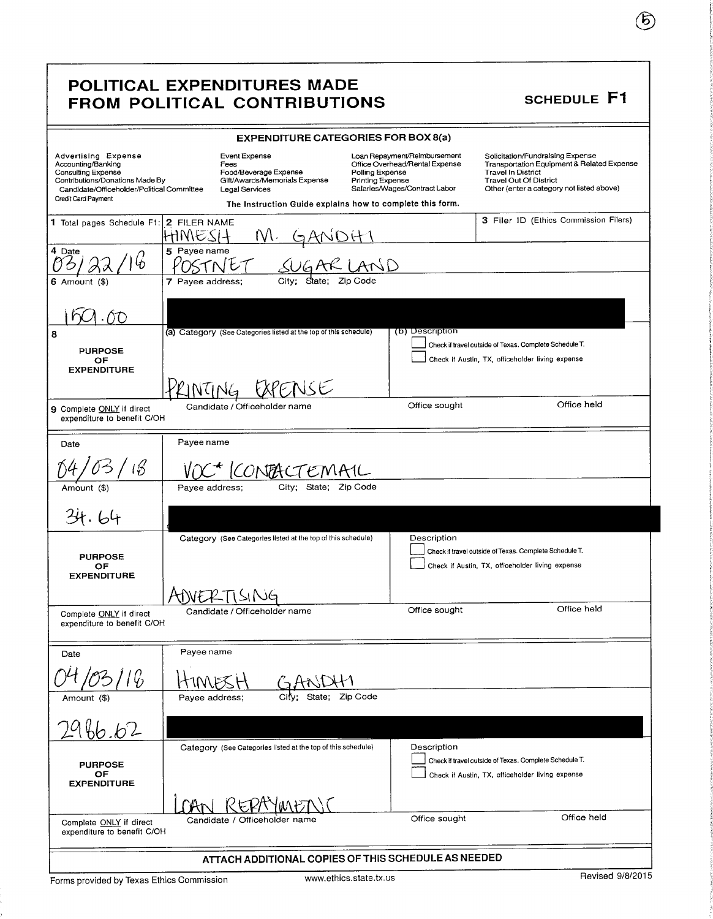# POLITICAL EXPENDITURES MADE FROM POLITICAL CONTRIBUTIONS

## SCHEDULE F1

**EXPENDITURE CATEGORIES FOR BOX 8(a)**

| | | | |
|---|---|---|---|
| Advertising Expense | Event Expense | Loan Repayment/Reimbursement | Solicitation/Fundraising Expense |
| Accounting/Banking | Fees | Office Overhead/Rental Expense | Transportation Equipment & Related Expense |
| Consulting Expense | Food/Beverage Expense | Polling Expense | Travel In District |
| Contributions/Donations Made By Candidate/Officeholder/Political Committee | Gift/Awards/Memorials Expense | Printing Expense | Travel Out Of District |
| Credit Card Payment | Legal Services | Salaries/Wages/Contract Labor | Other (enter a category not listed above) |

The Instruction Guide explains how to complete this form.

1 Total pages Schedule F1:

2 FILER NAME: HIMESH M. GANDHI

3 Filer ID (Ethics Commission Filers)

---

4 Date: 03/22/18

5 Payee name: POSTNET SUGAR LAND

6 Amount ($): 159.00

7 Payee address; City; State; Zip Code: [REDACTED]

8 PURPOSE OF EXPENDITURE

(a) Category (See Categories listed at the top of this schedule): PRINTING EXPENSE

(b) Description

☐ Check if travel outside of Texas. Complete Schedule T.

☐ Check if Austin, TX, officeholder living expense

9 Complete ONLY if direct expenditure to benefit C/OH — Candidate / Officeholder name | Office sought | Office held

---

Date: 04/03/18

Payee name: VOC* ICONTACTEMAIL

Amount ($): 34.64

Payee address; City; State; Zip Code: [REDACTED]

PURPOSE OF EXPENDITURE

Category (See Categories listed at the top of this schedule): ADVERTISING

Description

☐ Check if travel outside of Texas. Complete Schedule T.

☐ Check if Austin, TX, officeholder living expense

Complete ONLY if direct expenditure to benefit C/OH — Candidate / Officeholder name | Office sought | Office held

---

Date: 04/03/18

Payee name: HIMESH GANDHI

Amount ($): 2986.62

Payee address; City; State; Zip Code: [REDACTED]

PURPOSE OF EXPENDITURE

Category (See Categories listed at the top of this schedule): LOAN REPAYMENT

Description

☐ Check if travel outside of Texas. Complete Schedule T.

☐ Check if Austin, TX, officeholder living expense

Complete ONLY if direct expenditure to benefit C/OH — Candidate / Officeholder name | Office sought | Office held

---

**ATTACH ADDITIONAL COPIES OF THIS SCHEDULE AS NEEDED**

Forms provided by Texas Ethics Commission — www.ethics.state.tx.us — Revised 9/8/2015